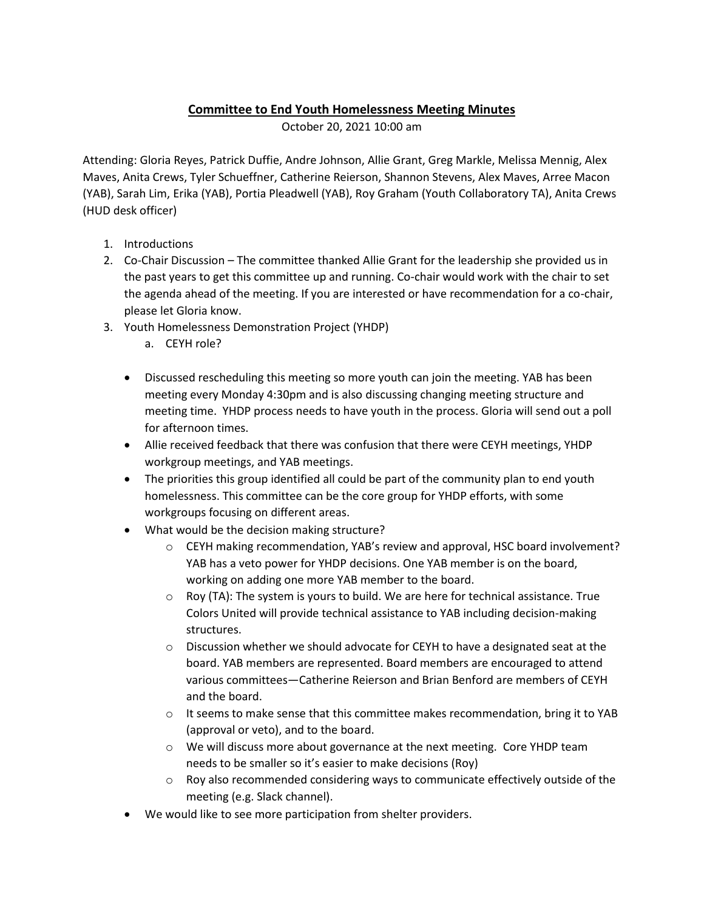**Committee to End Youth Homelessness Meeting Minutes**

October 20, 2021 10:00 am

Attending: Gloria Reyes, Patrick Duffie, Andre Johnson, Allie Grant, Greg Markle, Melissa Mennig, Alex Maves, Anita Crews, Tyler Schueffner, Catherine Reierson, Shannon Stevens, Alex Maves, Arree Macon (YAB), Sarah Lim, Erika (YAB), Portia Pleadwell (YAB), Roy Graham (Youth Collaboratory TA), Anita Crews (HUD desk officer)

1. Introductions
2. Co-Chair Discussion – The committee thanked Allie Grant for the leadership she provided us in the past years to get this committee up and running. Co-chair would work with the chair to set the agenda ahead of the meeting. If you are interested or have recommendation for a co-chair, please let Gloria know.
3. Youth Homelessness Demonstration Project (YHDP)
    a. CEYH role?

- Discussed rescheduling this meeting so more youth can join the meeting. YAB has been meeting every Monday 4:30pm and is also discussing changing meeting structure and meeting time. YHDP process needs to have youth in the process. Gloria will send out a poll for afternoon times.
- Allie received feedback that there was confusion that there were CEYH meetings, YHDP workgroup meetings, and YAB meetings.
- The priorities this group identified all could be part of the community plan to end youth homelessness. This committee can be the core group for YHDP efforts, with some workgroups focusing on different areas.
- What would be the decision making structure?
    - CEYH making recommendation, YAB's review and approval, HSC board involvement? YAB has a veto power for YHDP decisions. One YAB member is on the board, working on adding one more YAB member to the board.
    - Roy (TA): The system is yours to build. We are here for technical assistance. True Colors United will provide technical assistance to YAB including decision-making structures.
    - Discussion whether we should advocate for CEYH to have a designated seat at the board. YAB members are represented. Board members are encouraged to attend various committees—Catherine Reierson and Brian Benford are members of CEYH and the board.
    - It seems to make sense that this committee makes recommendation, bring it to YAB (approval or veto), and to the board.
    - We will discuss more about governance at the next meeting. Core YHDP team needs to be smaller so it's easier to make decisions (Roy)
    - Roy also recommended considering ways to communicate effectively outside of the meeting (e.g. Slack channel).
- We would like to see more participation from shelter providers.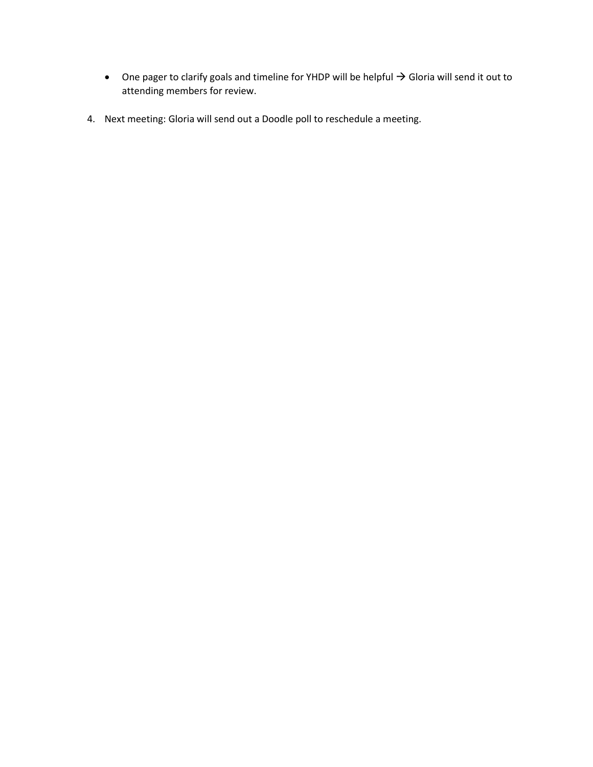- One pager to clarify goals and timeline for YHDP will be helpful → Gloria will send it out to attending members for review.

4. Next meeting: Gloria will send out a Doodle poll to reschedule a meeting.